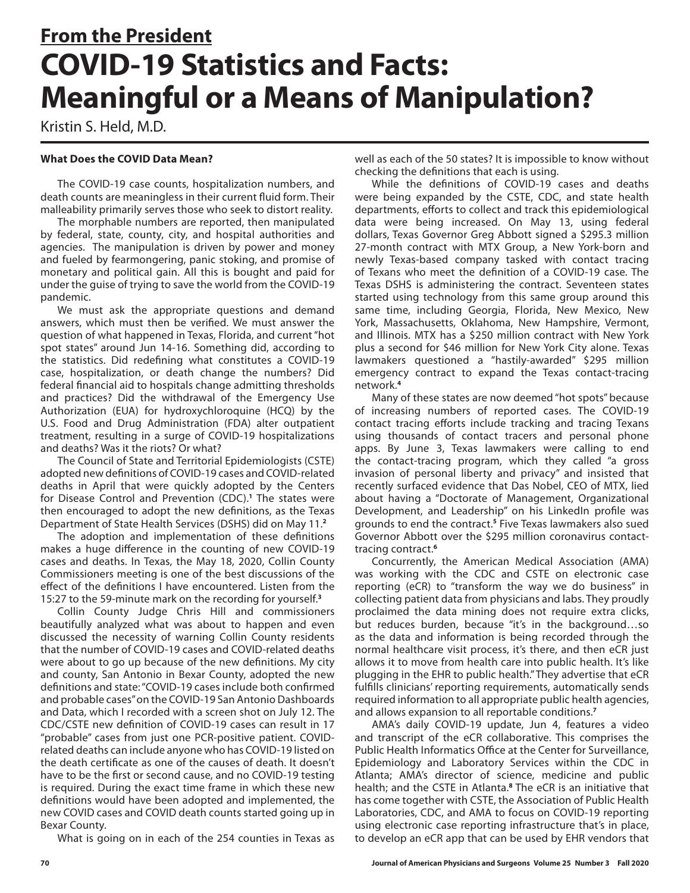## From the President

# COVID-19 Statistics and Facts: Meaningful or a Means of Manipulation?

Kristin S. Held, M.D.

### What Does the COVID Data Mean?

The COVID-19 case counts, hospitalization numbers, and death counts are meaningless in their current fluid form. Their malleability primarily serves those who seek to distort reality.

The morphable numbers are reported, then manipulated by federal, state, county, city, and hospital authorities and agencies. The manipulation is driven by power and money and fueled by fearmongering, panic stoking, and promise of monetary and political gain. All this is bought and paid for under the guise of trying to save the world from the COVID-19 pandemic.

We must ask the appropriate questions and demand answers, which must then be verified. We must answer the question of what happened in Texas, Florida, and current "hot spot states" around Jun 14-16. Something did, according to the statistics. Did redefining what constitutes a COVID-19 case, hospitalization, or death change the numbers? Did federal financial aid to hospitals change admitting thresholds and practices? Did the withdrawal of the Emergency Use Authorization (EUA) for hydroxychloroquine (HCQ) by the U.S. Food and Drug Administration (FDA) alter outpatient treatment, resulting in a surge of COVID-19 hospitalizations and deaths? Was it the riots? Or what?

The Council of State and Territorial Epidemiologists (CSTE) adopted new definitions of COVID-19 cases and COVID-related deaths in April that were quickly adopted by the Centers for Disease Control and Prevention (CDC).[1] The states were then encouraged to adopt the new definitions, as the Texas Department of State Health Services (DSHS) did on May 11.[2]

The adoption and implementation of these definitions makes a huge difference in the counting of new COVID-19 cases and deaths. In Texas, the May 18, 2020, Collin County Commissioners meeting is one of the best discussions of the effect of the definitions I have encountered. Listen from the 15:27 to the 59-minute mark on the recording for yourself.[3]

Collin County Judge Chris Hill and commissioners beautifully analyzed what was about to happen and even discussed the necessity of warning Collin County residents that the number of COVID-19 cases and COVID-related deaths were about to go up because of the new definitions. My city and county, San Antonio in Bexar County, adopted the new definitions and state: "COVID-19 cases include both confirmed and probable cases" on the COVID-19 San Antonio Dashboards and Data, which I recorded with a screen shot on July 12. The CDC/CSTE new definition of COVID-19 cases can result in 17 "probable" cases from just one PCR-positive patient. COVID-related deaths can include anyone who has COVID-19 listed on the death certificate as one of the causes of death. It doesn't have to be the first or second cause, and no COVID-19 testing is required. During the exact time frame in which these new definitions would have been adopted and implemented, the new COVID cases and COVID death counts started going up in Bexar County.

What is going on in each of the 254 counties in Texas as well as each of the 50 states? It is impossible to know without checking the definitions that each is using.

While the definitions of COVID-19 cases and deaths were being expanded by the CSTE, CDC, and state health departments, efforts to collect and track this epidemiological data were being increased. On May 13, using federal dollars, Texas Governor Greg Abbott signed a $295.3 million 27-month contract with MTX Group, a New York-born and newly Texas-based company tasked with contact tracing of Texans who meet the definition of a COVID-19 case. The Texas DSHS is administering the contract. Seventeen states started using technology from this same group around this same time, including Georgia, Florida, New Mexico, New York, Massachusetts, Oklahoma, New Hampshire, Vermont, and Illinois. MTX has a $250 million contract with New York plus a second for $46 million for New York City alone. Texas lawmakers questioned a "hastily-awarded" $295 million emergency contract to expand the Texas contact-tracing network.[4]

Many of these states are now deemed "hot spots" because of increasing numbers of reported cases. The COVID-19 contact tracing efforts include tracking and tracing Texans using thousands of contact tracers and personal phone apps. By June 3, Texas lawmakers were calling to end the contact-tracing program, which they called "a gross invasion of personal liberty and privacy" and insisted that recently surfaced evidence that Das Nobel, CEO of MTX, lied about having a "Doctorate of Management, Organizational Development, and Leadership" on his LinkedIn profile was grounds to end the contract.[5] Five Texas lawmakers also sued Governor Abbott over the $295 million coronavirus contact-tracing contract.[6]

Concurrently, the American Medical Association (AMA) was working with the CDC and CSTE on electronic case reporting (eCR) to "transform the way we do business" in collecting patient data from physicians and labs. They proudly proclaimed the data mining does not require extra clicks, but reduces burden, because "it's in the background…so as the data and information is being recorded through the normal healthcare visit process, it's there, and then eCR just allows it to move from health care into public health. It's like plugging in the EHR to public health." They advertise that eCR fulfills clinicians' reporting requirements, automatically sends required information to all appropriate public health agencies, and allows expansion to all reportable conditions.[7]

AMA's daily COVID-19 update, Jun 4, features a video and transcript of the eCR collaborative. This comprises the Public Health Informatics Office at the Center for Surveillance, Epidemiology and Laboratory Services within the CDC in Atlanta; AMA's director of science, medicine and public health; and the CSTE in Atlanta.[8] The eCR is an initiative that has come together with CSTE, the Association of Public Health Laboratories, CDC, and AMA to focus on COVID-19 reporting using electronic case reporting infrastructure that's in place, to develop an eCR app that can be used by EHR vendors that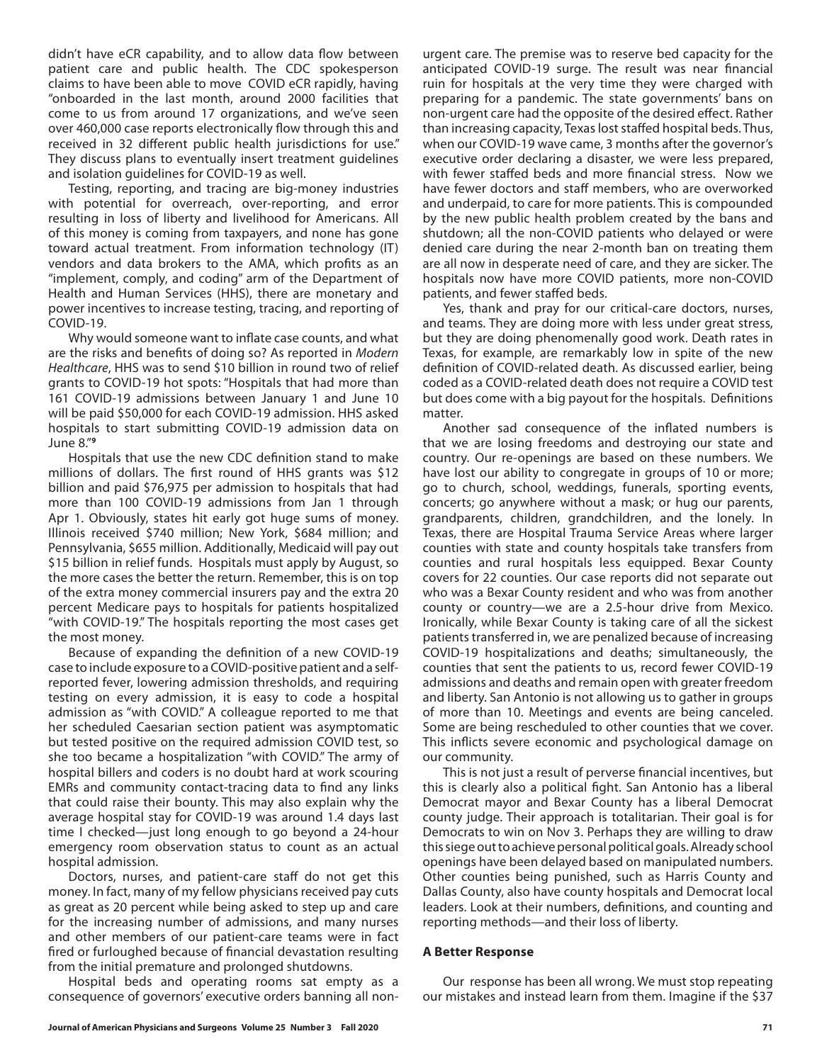didn't have eCR capability, and to allow data flow between patient care and public health. The CDC spokesperson claims to have been able to move COVID eCR rapidly, having "onboarded in the last month, around 2000 facilities that come to us from around 17 organizations, and we've seen over 460,000 case reports electronically flow through this and received in 32 different public health jurisdictions for use." They discuss plans to eventually insert treatment guidelines and isolation guidelines for COVID-19 as well.

Testing, reporting, and tracing are big-money industries with potential for overreach, over-reporting, and error resulting in loss of liberty and livelihood for Americans. All of this money is coming from taxpayers, and none has gone toward actual treatment. From information technology (IT) vendors and data brokers to the AMA, which profits as an "implement, comply, and coding" arm of the Department of Health and Human Services (HHS), there are monetary and power incentives to increase testing, tracing, and reporting of COVID-19.

Why would someone want to inflate case counts, and what are the risks and benefits of doing so? As reported in *Modern Healthcare*, HHS was to send $10 billion in round two of relief grants to COVID-19 hot spots: "Hospitals that had more than 161 COVID-19 admissions between January 1 and June 10 will be paid $50,000 for each COVID-19 admission. HHS asked hospitals to start submitting COVID-19 admission data on June 8."[9]

Hospitals that use the new CDC definition stand to make millions of dollars. The first round of HHS grants was $12 billion and paid $76,975 per admission to hospitals that had more than 100 COVID-19 admissions from Jan 1 through Apr 1. Obviously, states hit early got huge sums of money. Illinois received $740 million; New York, $684 million; and Pennsylvania, $655 million. Additionally, Medicaid will pay out $15 billion in relief funds. Hospitals must apply by August, so the more cases the better the return. Remember, this is on top of the extra money commercial insurers pay and the extra 20 percent Medicare pays to hospitals for patients hospitalized "with COVID-19." The hospitals reporting the most cases get the most money.

Because of expanding the definition of a new COVID-19 case to include exposure to a COVID-positive patient and a self-reported fever, lowering admission thresholds, and requiring testing on every admission, it is easy to code a hospital admission as "with COVID." A colleague reported to me that her scheduled Caesarian section patient was asymptomatic but tested positive on the required admission COVID test, so she too became a hospitalization "with COVID." The army of hospital billers and coders is no doubt hard at work scouring EMRs and community contact-tracing data to find any links that could raise their bounty. This may also explain why the average hospital stay for COVID-19 was around 1.4 days last time I checked—just long enough to go beyond a 24-hour emergency room observation status to count as an actual hospital admission.

Doctors, nurses, and patient-care staff do not get this money. In fact, many of my fellow physicians received pay cuts as great as 20 percent while being asked to step up and care for the increasing number of admissions, and many nurses and other members of our patient-care teams were in fact fired or furloughed because of financial devastation resulting from the initial premature and prolonged shutdowns.

Hospital beds and operating rooms sat empty as a consequence of governors' executive orders banning all non-urgent care. The premise was to reserve bed capacity for the anticipated COVID-19 surge. The result was near financial ruin for hospitals at the very time they were charged with preparing for a pandemic. The state governments' bans on non-urgent care had the opposite of the desired effect. Rather than increasing capacity, Texas lost staffed hospital beds. Thus, when our COVID-19 wave came, 3 months after the governor's executive order declaring a disaster, we were less prepared, with fewer staffed beds and more financial stress. Now we have fewer doctors and staff members, who are overworked and underpaid, to care for more patients. This is compounded by the new public health problem created by the bans and shutdown; all the non-COVID patients who delayed or were denied care during the near 2-month ban on treating them are all now in desperate need of care, and they are sicker. The hospitals now have more COVID patients, more non-COVID patients, and fewer staffed beds.

Yes, thank and pray for our critical-care doctors, nurses, and teams. They are doing more with less under great stress, but they are doing phenomenally good work. Death rates in Texas, for example, are remarkably low in spite of the new definition of COVID-related death. As discussed earlier, being coded as a COVID-related death does not require a COVID test but does come with a big payout for the hospitals. Definitions matter.

Another sad consequence of the inflated numbers is that we are losing freedoms and destroying our state and country. Our re-openings are based on these numbers. We have lost our ability to congregate in groups of 10 or more; go to church, school, weddings, funerals, sporting events, concerts; go anywhere without a mask; or hug our parents, grandparents, children, grandchildren, and the lonely. In Texas, there are Hospital Trauma Service Areas where larger counties with state and county hospitals take transfers from counties and rural hospitals less equipped. Bexar County covers for 22 counties. Our case reports did not separate out who was a Bexar County resident and who was from another county or country—we are a 2.5-hour drive from Mexico. Ironically, while Bexar County is taking care of all the sickest patients transferred in, we are penalized because of increasing COVID-19 hospitalizations and deaths; simultaneously, the counties that sent the patients to us, record fewer COVID-19 admissions and deaths and remain open with greater freedom and liberty. San Antonio is not allowing us to gather in groups of more than 10. Meetings and events are being canceled. Some are being rescheduled to other counties that we cover. This inflicts severe economic and psychological damage on our community.

This is not just a result of perverse financial incentives, but this is clearly also a political fight. San Antonio has a liberal Democrat mayor and Bexar County has a liberal Democrat county judge. Their approach is totalitarian. Their goal is for Democrats to win on Nov 3. Perhaps they are willing to draw this siege out to achieve personal political goals. Already school openings have been delayed based on manipulated numbers. Other counties being punished, such as Harris County and Dallas County, also have county hospitals and Democrat local leaders. Look at their numbers, definitions, and counting and reporting methods—and their loss of liberty.

### A Better Response

Our response has been all wrong. We must stop repeating our mistakes and instead learn from them. Imagine if the $37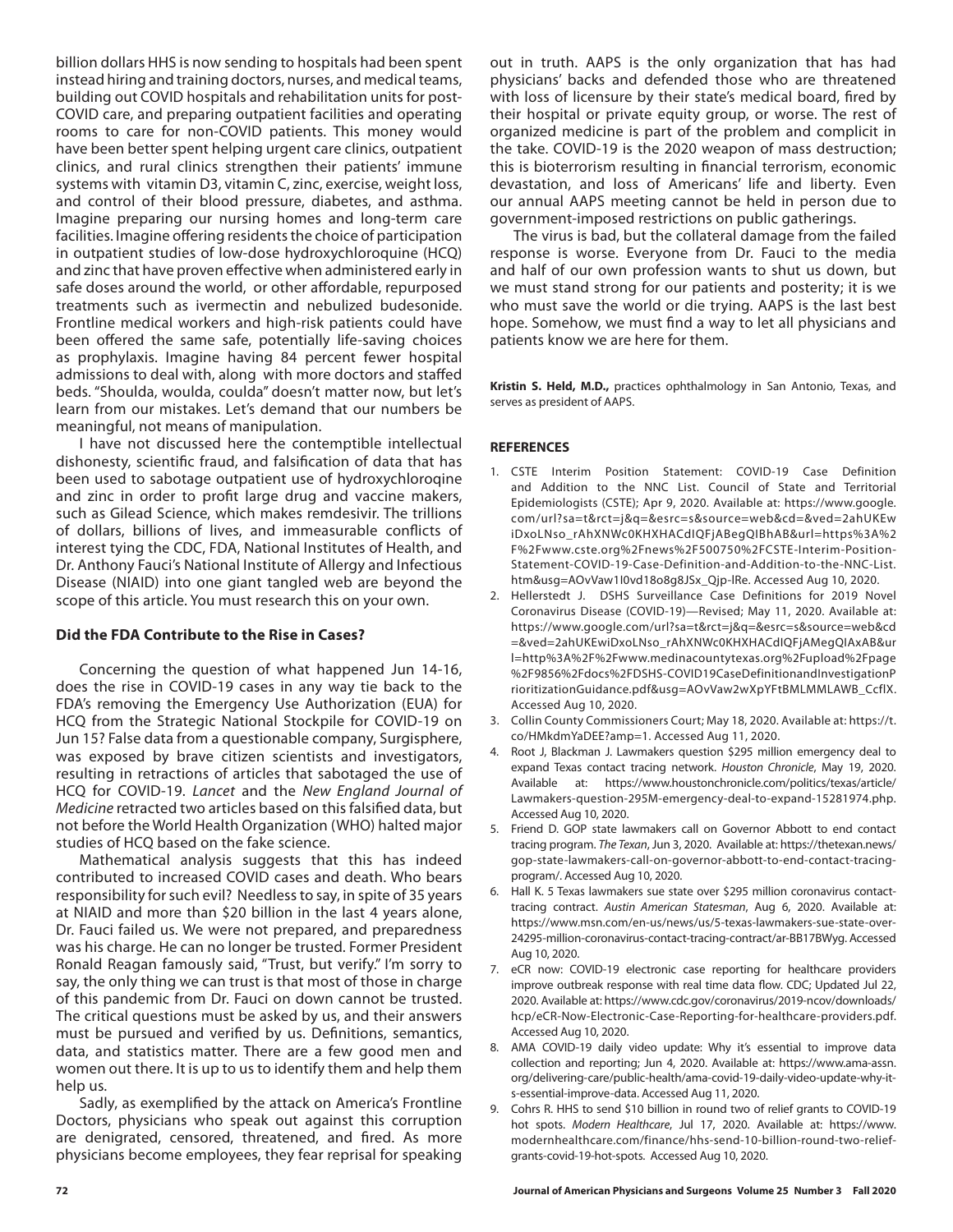billion dollars HHS is now sending to hospitals had been spent instead hiring and training doctors, nurses, and medical teams, building out COVID hospitals and rehabilitation units for post-COVID care, and preparing outpatient facilities and operating rooms to care for non-COVID patients. This money would have been better spent helping urgent care clinics, outpatient clinics, and rural clinics strengthen their patients' immune systems with vitamin D3, vitamin C, zinc, exercise, weight loss, and control of their blood pressure, diabetes, and asthma. Imagine preparing our nursing homes and long-term care facilities. Imagine offering residents the choice of participation in outpatient studies of low-dose hydroxychloroquine (HCQ) and zinc that have proven effective when administered early in safe doses around the world, or other affordable, repurposed treatments such as ivermectin and nebulized budesonide. Frontline medical workers and high-risk patients could have been offered the same safe, potentially life-saving choices as prophylaxis. Imagine having 84 percent fewer hospital admissions to deal with, along with more doctors and staffed beds. "Shoulda, woulda, coulda" doesn't matter now, but let's learn from our mistakes. Let's demand that our numbers be meaningful, not means of manipulation.

I have not discussed here the contemptible intellectual dishonesty, scientific fraud, and falsification of data that has been used to sabotage outpatient use of hydroxychloroqine and zinc in order to profit large drug and vaccine makers, such as Gilead Science, which makes remdesivir. The trillions of dollars, billions of lives, and immeasurable conflicts of interest tying the CDC, FDA, National Institutes of Health, and Dr. Anthony Fauci's National Institute of Allergy and Infectious Disease (NIAID) into one giant tangled web are beyond the scope of this article. You must research this on your own.

### Did the FDA Contribute to the Rise in Cases?

Concerning the question of what happened Jun 14-16, does the rise in COVID-19 cases in any way tie back to the FDA's removing the Emergency Use Authorization (EUA) for HCQ from the Strategic National Stockpile for COVID-19 on Jun 15? False data from a questionable company, Surgisphere, was exposed by brave citizen scientists and investigators, resulting in retractions of articles that sabotaged the use of HCQ for COVID-19. *Lancet* and the *New England Journal of Medicine* retracted two articles based on this falsified data, but not before the World Health Organization (WHO) halted major studies of HCQ based on the fake science.

Mathematical analysis suggests that this has indeed contributed to increased COVID cases and death. Who bears responsibility for such evil? Needless to say, in spite of 35 years at NIAID and more than $20 billion in the last 4 years alone, Dr. Fauci failed us. We were not prepared, and preparedness was his charge. He can no longer be trusted. Former President Ronald Reagan famously said, "Trust, but verify." I'm sorry to say, the only thing we can trust is that most of those in charge of this pandemic from Dr. Fauci on down cannot be trusted. The critical questions must be asked by us, and their answers must be pursued and verified by us. Definitions, semantics, data, and statistics matter. There are a few good men and women out there. It is up to us to identify them and help them help us.

Sadly, as exemplified by the attack on America's Frontline Doctors, physicians who speak out against this corruption are denigrated, censored, threatened, and fired. As more physicians become employees, they fear reprisal for speaking out in truth. AAPS is the only organization that has had physicians' backs and defended those who are threatened with loss of licensure by their state's medical board, fired by their hospital or private equity group, or worse. The rest of organized medicine is part of the problem and complicit in the take. COVID-19 is the 2020 weapon of mass destruction; this is bioterrorism resulting in financial terrorism, economic devastation, and loss of Americans' life and liberty. Even our annual AAPS meeting cannot be held in person due to government-imposed restrictions on public gatherings.

The virus is bad, but the collateral damage from the failed response is worse. Everyone from Dr. Fauci to the media and half of our own profession wants to shut us down, but we must stand strong for our patients and posterity; it is we who must save the world or die trying. AAPS is the last best hope. Somehow, we must find a way to let all physicians and patients know we are here for them.

**Kristin S. Held, M.D.,** practices ophthalmology in San Antonio, Texas, and serves as president of AAPS.

### REFERENCES

1. CSTE Interim Position Statement: COVID-19 Case Definition and Addition to the NNC List. Council of State and Territorial Epidemiologists (CSTE); Apr 9, 2020. Available at: https://www.google.com/url?sa=t&rct=j&q=&esrc=s&source=web&cd=&ved=2ahUKEwiDxoLNso_rAhXNWc0KHXHACdIQFjABegQIBhAB&url=https%3A%2F%2Fwww.cste.org%2Fnews%2F500750%2FCSTE-Interim-Position-Statement-COVID-19-Case-Definition-and-Addition-to-the-NNC-List.htm&usg=AOvVaw1I0vd18o8g8JSx_Qjp-lRe. Accessed Aug 10, 2020.
2. Hellerstedt J. DSHS Surveillance Case Definitions for 2019 Novel Coronavirus Disease (COVID-19)—Revised; May 11, 2020. Available at: https://www.google.com/url?sa=t&rct=j&q=&esrc=s&source=web&cd=&ved=2ahUKEwiDxoLNso_rAhXNWc0KHXHACdIQFjAMegQIAxAB&url=http%3A%2F%2Fwww.medinacountytexas.org%2Fupload%2Fpage%2F9856%2Fdocs%2FDSHS-COVID19CaseDefinitionandInvestigationPrioritizationGuidance.pdf&usg=AOvVaw2wXpYFtBMLMMLAWB_CcflX. Accessed Aug 10, 2020.
3. Collin County Commissioners Court; May 18, 2020. Available at: https://t.co/HMkdmYaDEE?amp=1. Accessed Aug 11, 2020.
4. Root J, Blackman J. Lawmakers question $295 million emergency deal to expand Texas contact tracing network. *Houston Chronicle*, May 19, 2020. Available at: https://www.houstonchronicle.com/politics/texas/article/Lawmakers-question-295M-emergency-deal-to-expand-15281974.php. Accessed Aug 10, 2020.
5. Friend D. GOP state lawmakers call on Governor Abbott to end contact tracing program. *The Texan*, Jun 3, 2020. Available at: https://thetexan.news/gop-state-lawmakers-call-on-governor-abbott-to-end-contact-tracing-program/. Accessed Aug 10, 2020.
6. Hall K. 5 Texas lawmakers sue state over $295 million coronavirus contact-tracing contract. *Austin American Statesman*, Aug 6, 2020. Available at: https://www.msn.com/en-us/news/us/5-texas-lawmakers-sue-state-over-24295-million-coronavirus-contact-tracing-contract/ar-BB17BWyg. Accessed Aug 10, 2020.
7. eCR now: COVID-19 electronic case reporting for healthcare providers improve outbreak response with real time data flow. CDC; Updated Jul 22, 2020. Available at: https://www.cdc.gov/coronavirus/2019-ncov/downloads/hcp/eCR-Now-Electronic-Case-Reporting-for-healthcare-providers.pdf. Accessed Aug 10, 2020.
8. AMA COVID-19 daily video update: Why it's essential to improve data collection and reporting; Jun 4, 2020. Available at: https://www.ama-assn.org/delivering-care/public-health/ama-covid-19-daily-video-update-why-it-s-essential-improve-data. Accessed Aug 11, 2020.
9. Cohrs R. HHS to send $10 billion in round two of relief grants to COVID-19 hot spots. *Modern Healthcare*, Jul 17, 2020. Available at: https://www.modernhealthcare.com/finance/hhs-send-10-billion-round-two-relief-grants-covid-19-hot-spots. Accessed Aug 10, 2020.